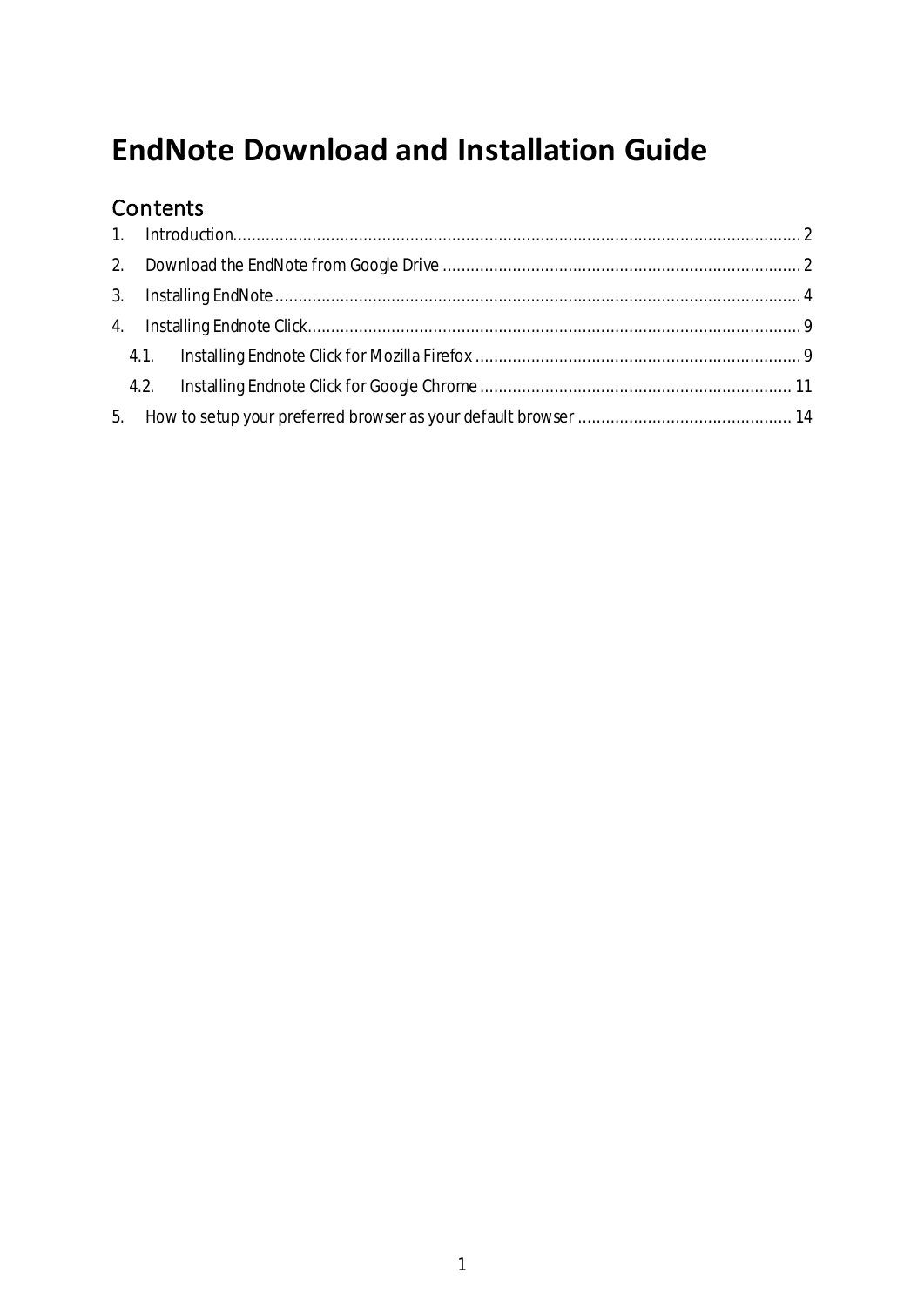# EndNote Download and Installation Guide

## Contents

1. Introduction ........ 2
2. Download the EndNote from Google Drive ........ 2
3. Installing EndNote ........ 4
4. Installing Endnote Click ........ 9
   - 4.1. Installing Endnote Click for Mozilla Firefox ........ 9
   - 4.2. Installing Endnote Click for Google Chrome ........ 11
5. How to setup your preferred browser as your default browser ........ 14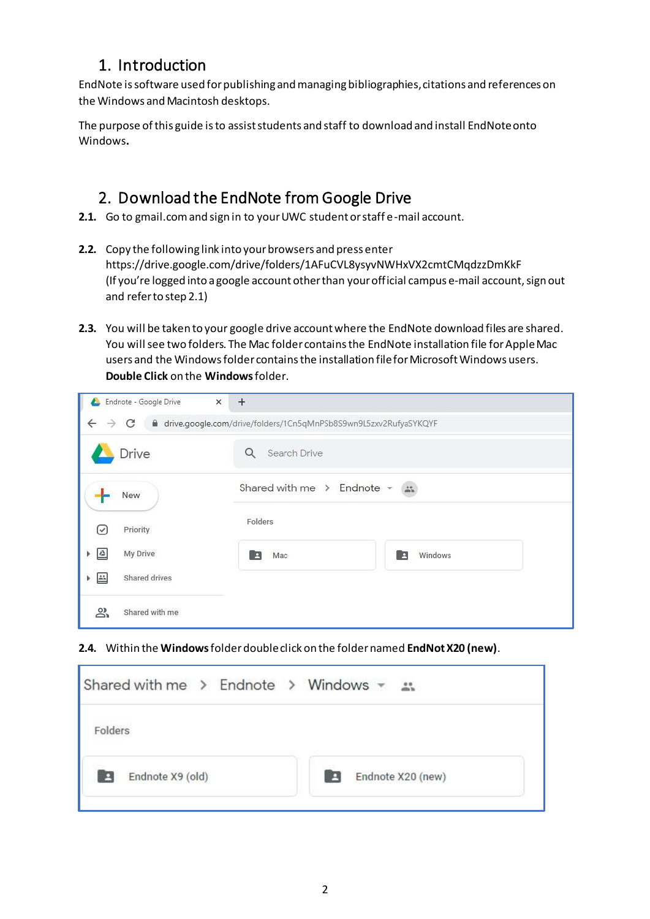# 1. Introduction

EndNote is software used for publishing and managing bibliographies, citations and references on the Windows and Macintosh desktops.

The purpose of this guide is to assist students and staff to download and install EndNote onto Windows.

# 2. Download the EndNote from Google Drive

**2.1.** Go to gmail.com and sign in to your UWC student or staff e-mail account.

**2.2.** Copy the following link into your browsers and press enter
https://drive.google.com/drive/folders/1AFuCVL8ysyvNWHxVX2cmtCMqdzzDmKkF
(If you're logged into a google account other than your official campus e-mail account, sign out and refer to step 2.1)

**2.3.** You will be taken to your google drive account where the EndNote download files are shared. You will see two folders. The Mac folder contains the EndNote installation file for Apple Mac users and the Windows folder contains the installation file for Microsoft Windows users. **Double Click** on the **Windows** folder.

**2.4.** Within the **Windows** folder double click on the folder named **EndNot X20 (new)**.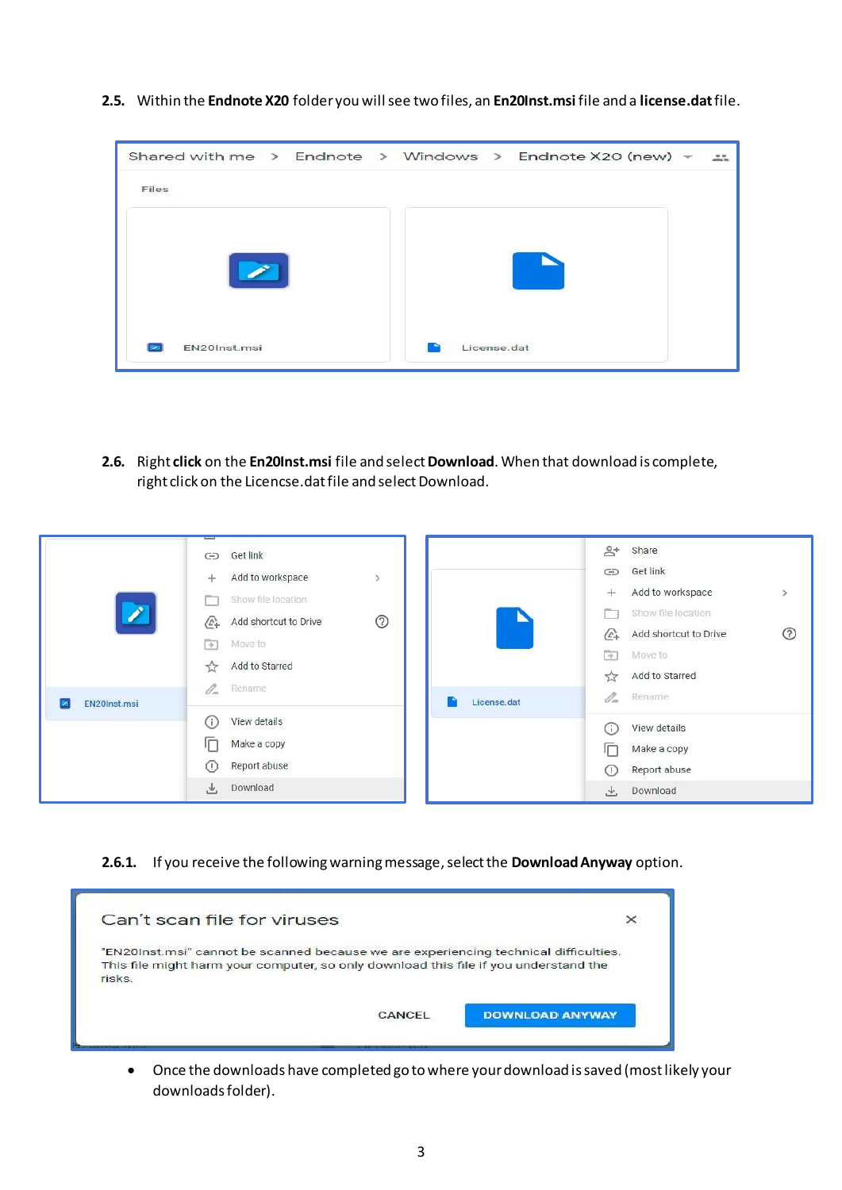**2.5.** Within the **Endnote X20** folder you will see two files, an **En20Inst.msi** file and a **license.dat** file.

**2.6.** Right **click** on the **En20Inst.msi** file and select **Download**. When that download is complete, right click on the Licencse.dat file and select Download.

**2.6.1.** If you receive the following warning message, select the **Download Anyway** option.

- Once the downloads have completed go to where your download is saved (most likely your downloads folder).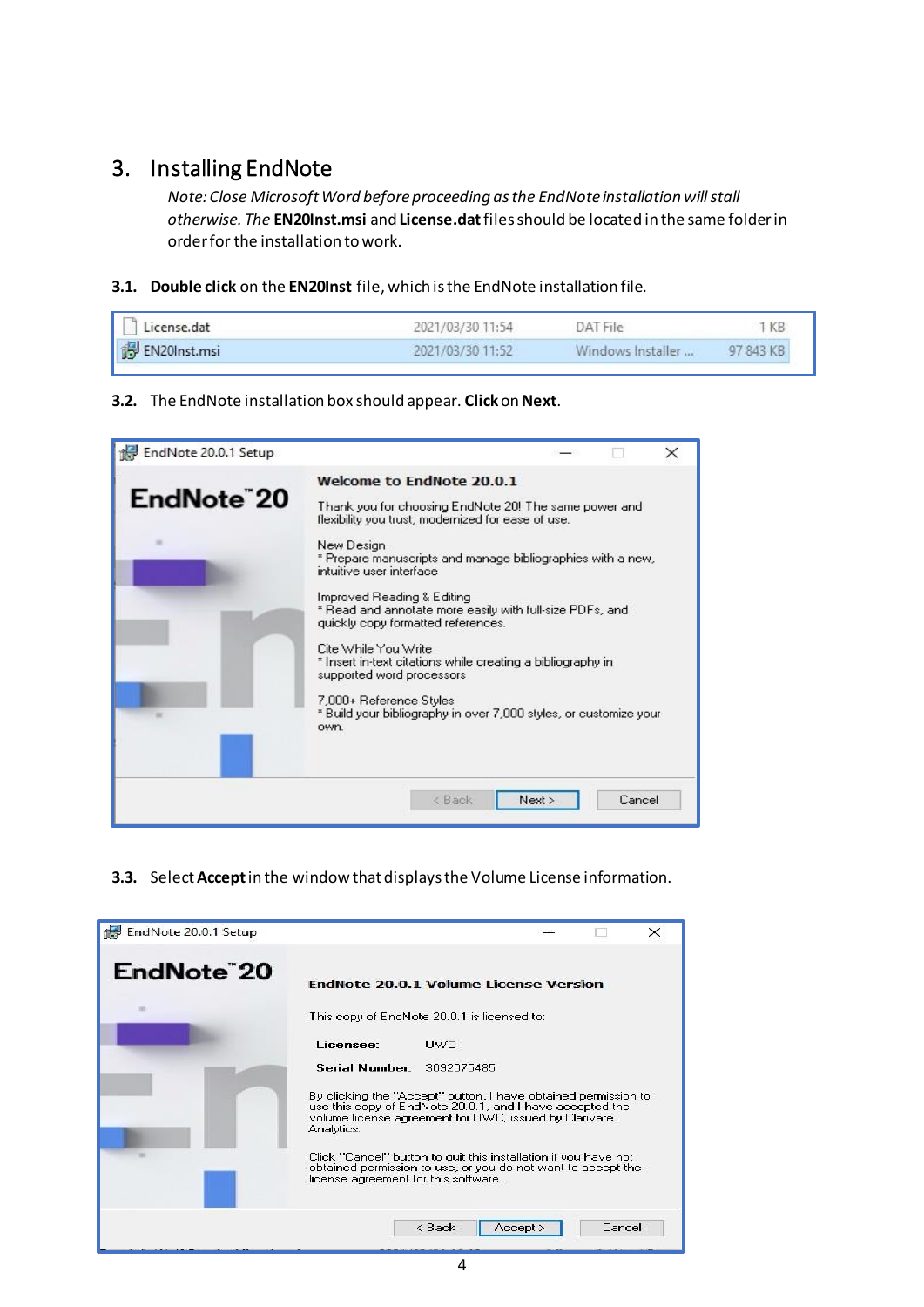## 3. Installing EndNote

*Note: Close Microsoft Word before proceeding as the EndNote installation will stall otherwise. The* **EN20Inst.msi** and **License.dat** files should be located in the same folder in order for the installation to work.

**3.1. Double click** on the **EN20Inst** file, which is the EndNote installation file.

| License.dat | 2021/03/30 11:54 | DAT File | 1 KB |
|---|---|---|---|
| EN20Inst.msi | 2021/03/30 11:52 | Windows Installer ... | 97 843 KB |

**3.2.** The EndNote installation box should appear. **Click** on **Next**.

EndNote 20.0.1 Setup

EndNote™ 20

**Welcome to EndNote 20.0.1**

Thank you for choosing EndNote 20! The same power and flexibility you trust, modernized for ease of use.

New Design
* Prepare manuscripts and manage bibliographies with a new, intuitive user interface

Improved Reading & Editing
* Read and annotate more easily with full-size PDFs, and quickly copy formatted references.

Cite While You Write
* Insert in-text citations while creating a bibliography in supported word processors

7,000+ Reference Styles
* Build your bibliography in over 7,000 styles, or customize your own.

< Back | Next > | Cancel

**3.3.** Select **Accept** in the window that displays the Volume License information.

EndNote 20.0.1 Setup

EndNote™ 20

**EndNote 20.0.1 Volume License Version**

This copy of EndNote 20.0.1 is licensed to:

**Licensee:** UWC

**Serial Number:** 3092075485

By clicking the "Accept" button, I have obtained permission to use this copy of EndNote 20.0.1, and I have accepted the volume license agreement for UWC, issued by Clarivate Analytics.

Click "Cancel" button to quit this installation if you have not obtained permission to use, or you do not want to accept the license agreement for this software.

< Back | Accept > | Cancel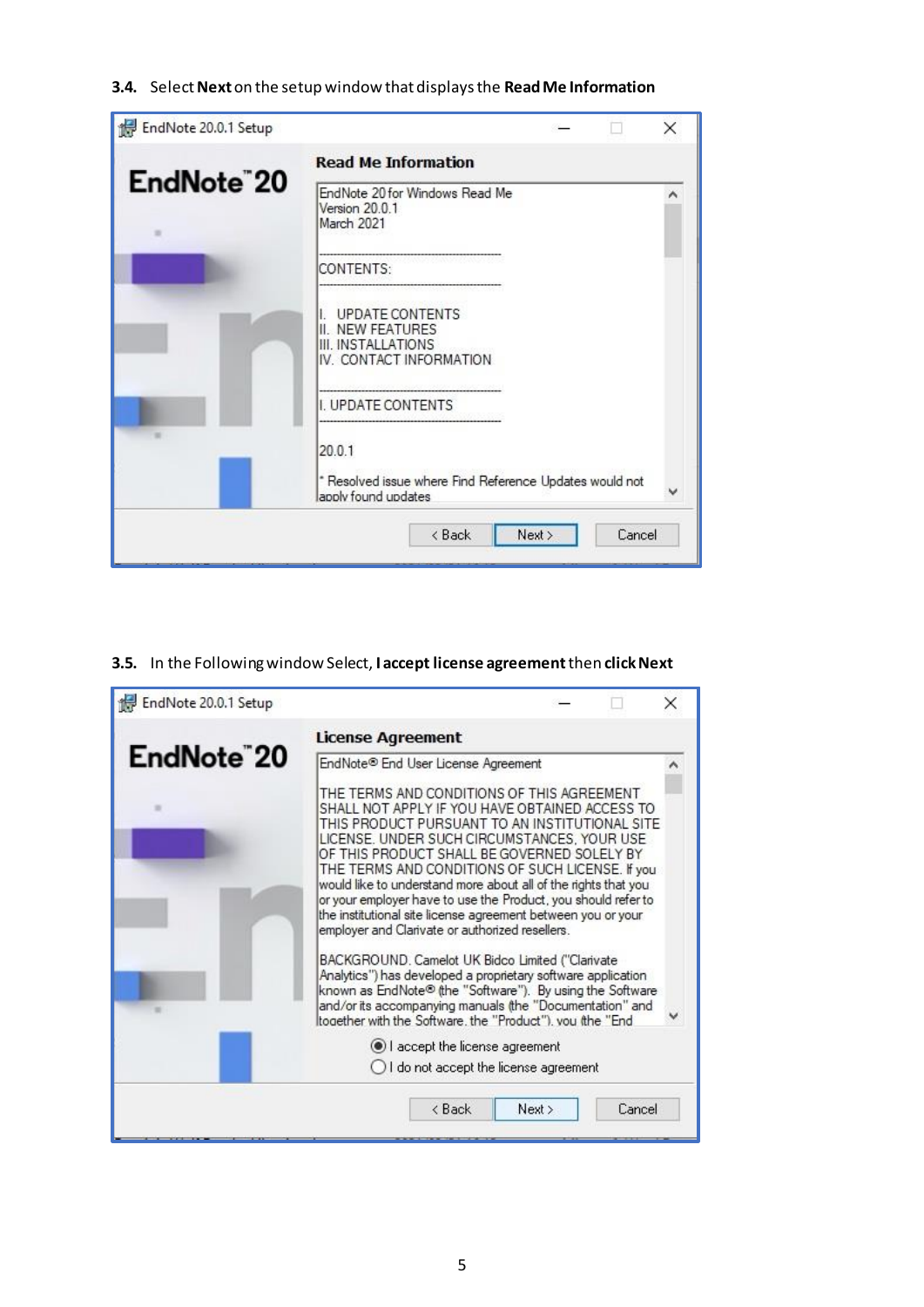**3.4.** Select **Next** on the setup window that displays the **Read Me Information**

**3.5.** In the Following window Select, **I accept license agreement** then **click Next**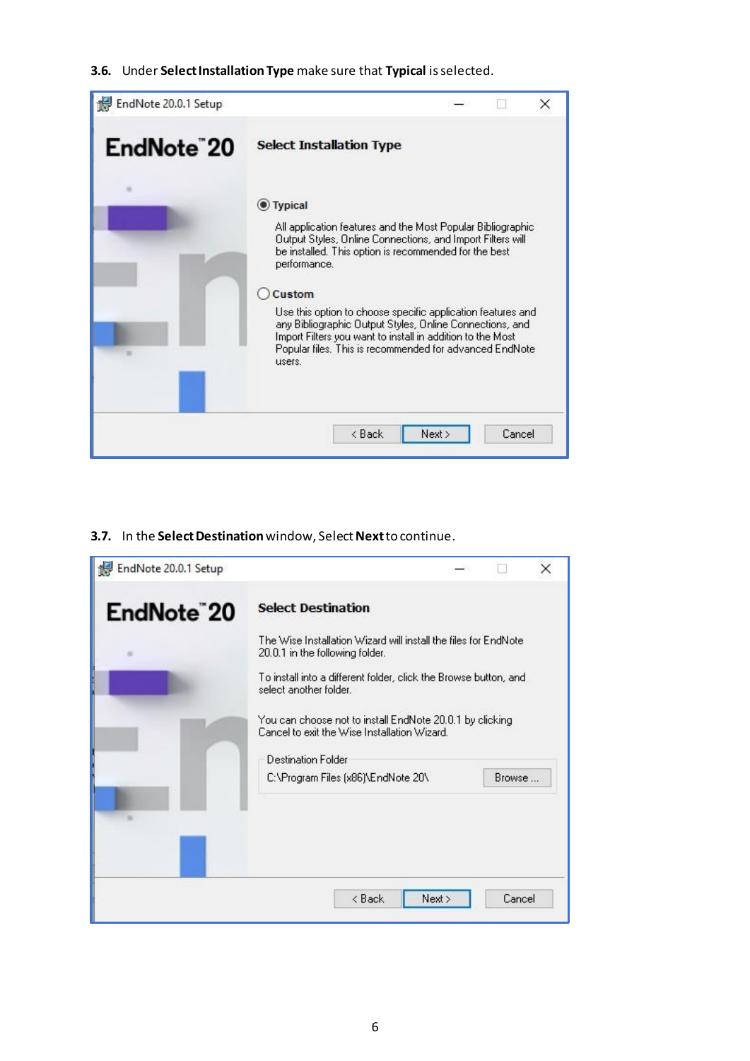**3.6.** Under **Select Installation Type** make sure that **Typical** is selected.

**3.7.** In the **Select Destination** window, Select **Next** to continue.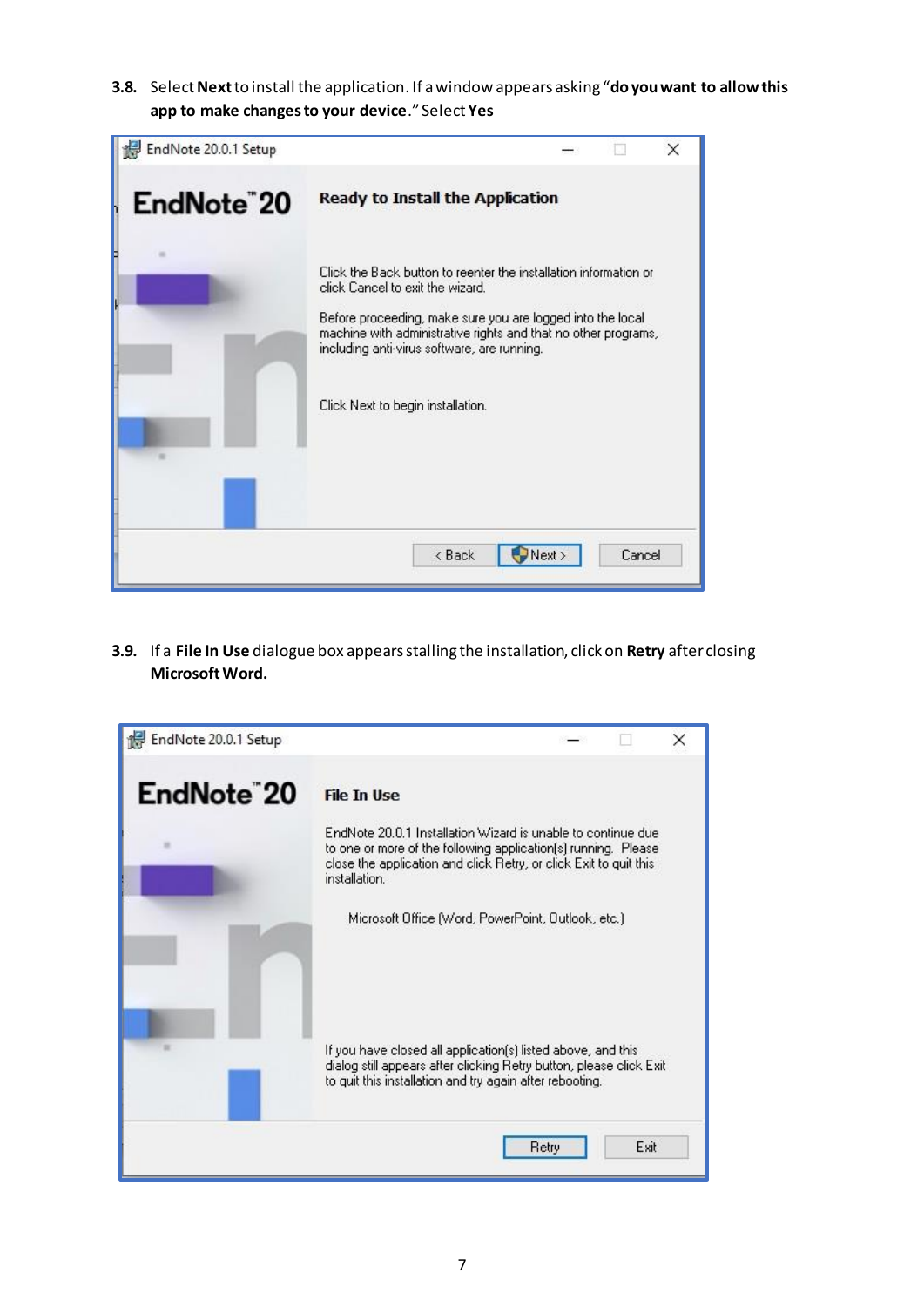**3.8.** Select **Next** to install the application. If a window appears asking "**do you want to allow this app to make changes to your device**." Select **Yes**

**3.9.** If a **File In Use** dialogue box appears stalling the installation, click on **Retry** after closing **Microsoft Word.**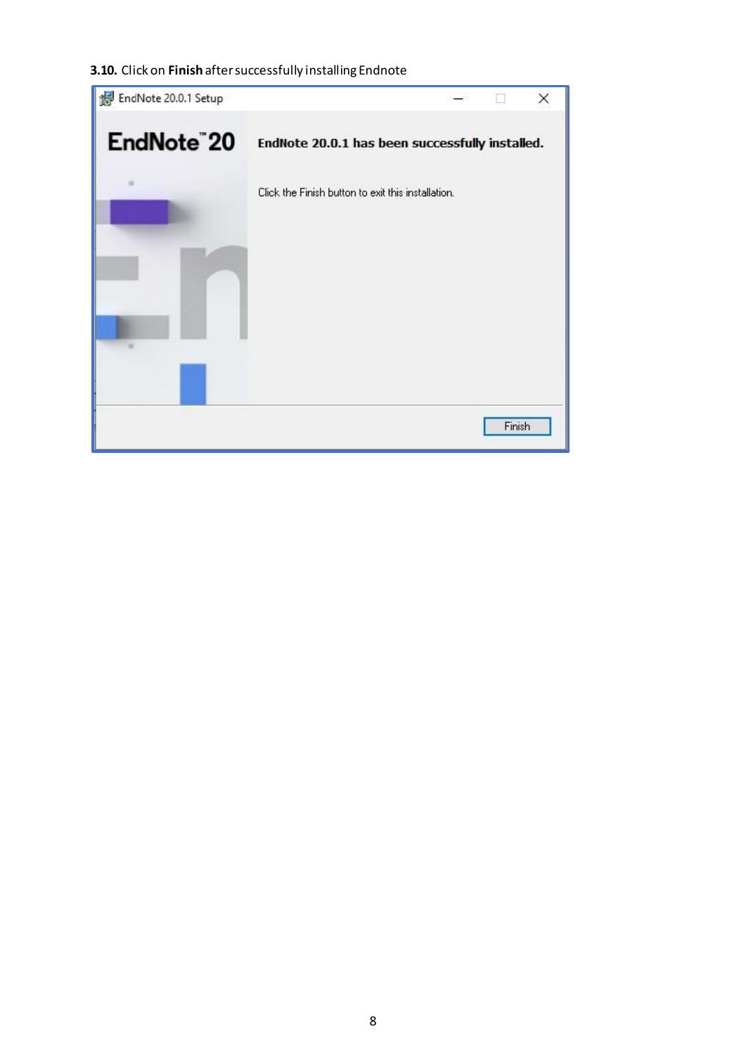**3.10.** Click on **Finish** after successfully installing Endnote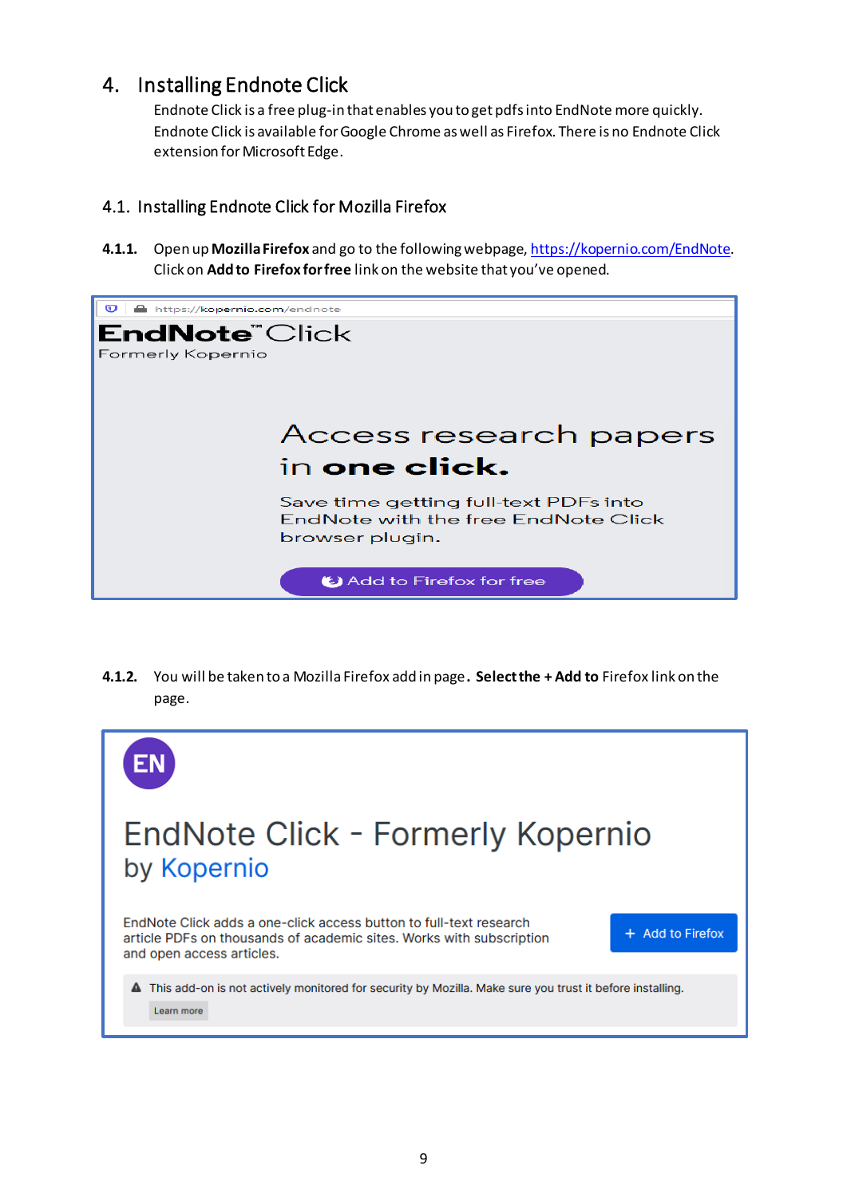# 4. Installing Endnote Click

Endnote Click is a free plug-in that enables you to get pdfs into EndNote more quickly. Endnote Click is available for Google Chrome as well as Firefox. There is no Endnote Click extension for Microsoft Edge.

## 4.1. Installing Endnote Click for Mozilla Firefox

**4.1.1.** Open up **Mozilla Firefox** and go to the following webpage, https://kopernio.com/EndNote. Click on **Add to Firefox for free** link on the website that you've opened.

**4.1.2.** You will be taken to a Mozilla Firefox add in page. **Select the + Add to** Firefox link on the page.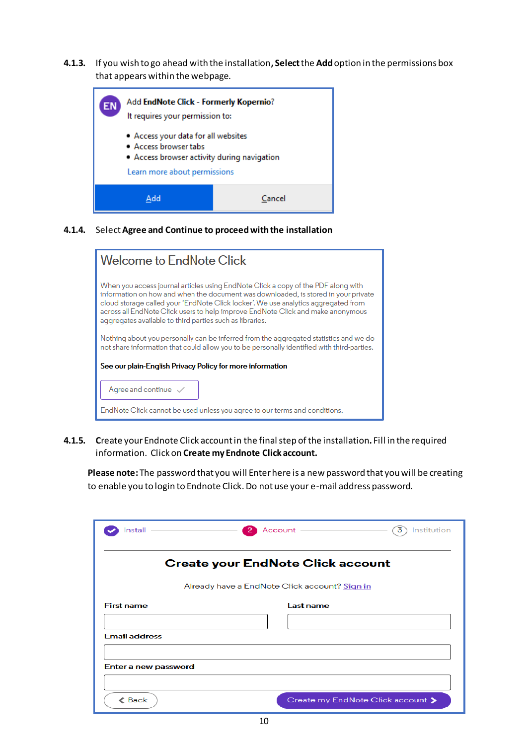**4.1.3.** If you wish to go ahead with the installation, **Select** the **Add** option in the permissions box that appears within the webpage.

EN Add **EndNote Click - Formerly Kopernio**?

It requires your permission to:

- Access your data for all websites
- Access browser tabs
- Access browser activity during navigation

Learn more about permissions

Add | Cancel

**4.1.4.** Select **Agree and Continue to proceed with the installation**

Welcome to EndNote Click

When you access journal articles using EndNote Click a copy of the PDF along with information on how and when the document was downloaded, is stored in your private cloud storage called your 'EndNote Click locker'. We use analytics aggregated from across all EndNote Click users to help improve EndNote Click and make anonymous aggregates available to third parties such as libraries.

Nothing about you personally can be inferred from the aggregated statistics and we do not share information that could allow you to be personally identified with third-parties.

**See our plain-English Privacy Policy for more information**

Agree and continue ✓

EndNote Click cannot be used unless you agree to our terms and conditions.

**4.1.5.** Create your Endnote Click account in the final step of the installation. Fill in the required information. Click on **Create my Endnote Click account.**

**Please note:** The password that you will Enter here is a new password that you will be creating to enable you to login to Endnote Click. Do not use your e-mail address password.

✓ Install — 2 Account — 3 Institution

**Create your EndNote Click account**

Already have a EndNote Click account? Sign in

First name

Last name

Email address

Enter a new password

< Back | Create my EndNote Click account >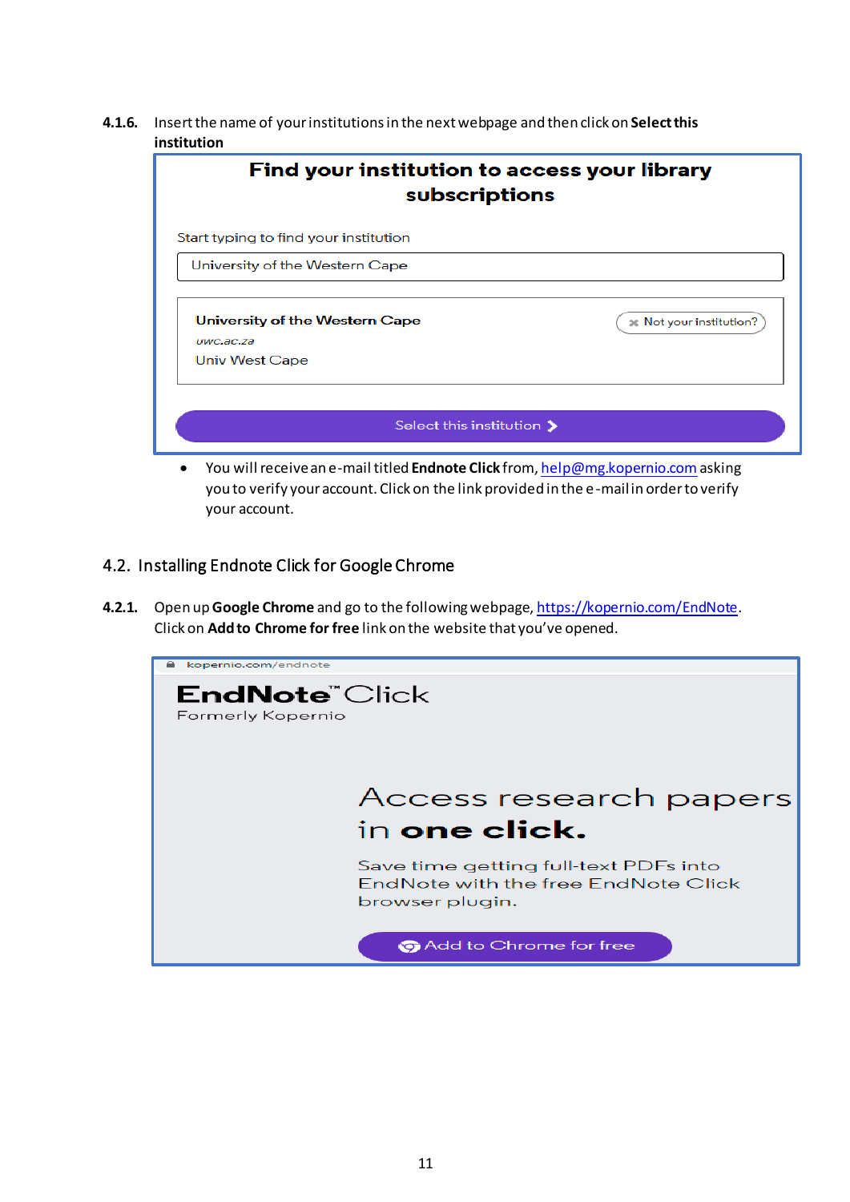**4.1.6.** Insert the name of your institutions in the next webpage and then click on **Select this institution**

Find your institution to access your library subscriptions

Start typing to find your institution

University of the Western Cape

University of the Western Cape

uwc.ac.za

Univ West Cape

Not your institution?

Select this institution

- You will receive an e-mail titled **Endnote Click** from, help@mg.kopernio.com asking you to verify your account. Click on the link provided in the e-mail in order to verify your account.

## 4.2. Installing Endnote Click for Google Chrome

**4.2.1.** Open up **Google Chrome** and go to the following webpage, https://kopernio.com/EndNote. Click on **Add to Chrome for free** link on the website that you've opened.

kopernio.com/endnote

EndNote™ Click

Formerly Kopernio

Access research papers in **one click.**

Save time getting full-text PDFs into EndNote with the free EndNote Click browser plugin.

Add to Chrome for free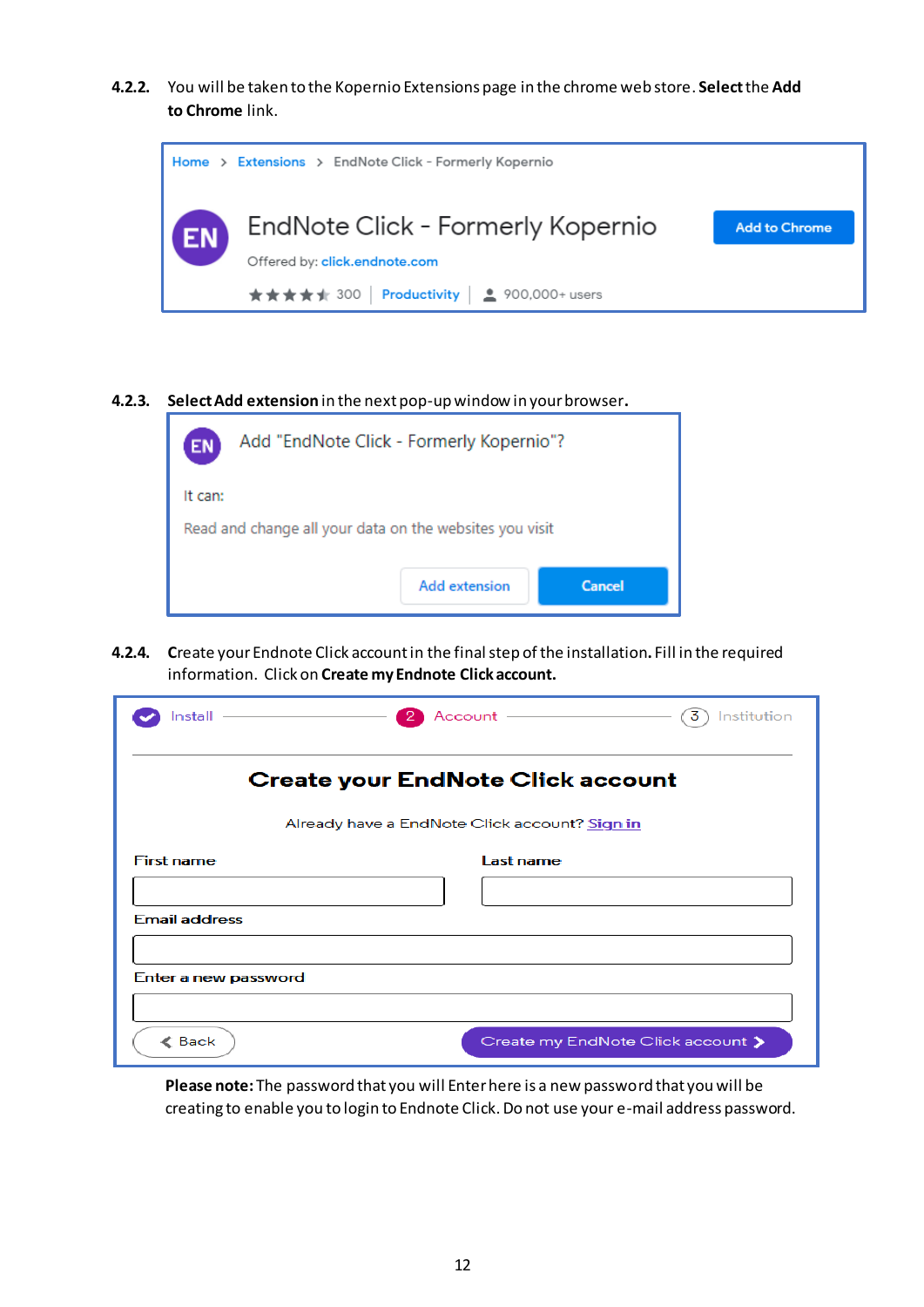**4.2.2.** You will be taken to the Kopernio Extensions page in the chrome web store. **Select** the **Add to Chrome** link.

Home > Extensions > EndNote Click - Formerly Kopernio

EN EndNote Click - Formerly Kopernio

Add to Chrome

Offered by: click.endnote.com

★★★★★ 300 | Productivity | 900,000+ users

**4.2.3.** **Select Add extension** in the next pop-up window in your browser.

EN Add "EndNote Click - Formerly Kopernio"?

It can:

Read and change all your data on the websites you visit

Add extension | Cancel

**4.2.4.** **C**reate your Endnote Click account in the final step of the installation. Fill in the required information. Click on **Create my Endnote Click account.**

Install — 2 Account — 3 Institution

**Create your EndNote Click account**

Already have a EndNote Click account? Sign in

First name

Last name

Email address

Enter a new password

Back | Create my EndNote Click account

**Please note:** The password that you will Enter here is a new password that you will be creating to enable you to login to Endnote Click. Do not use your e-mail address password.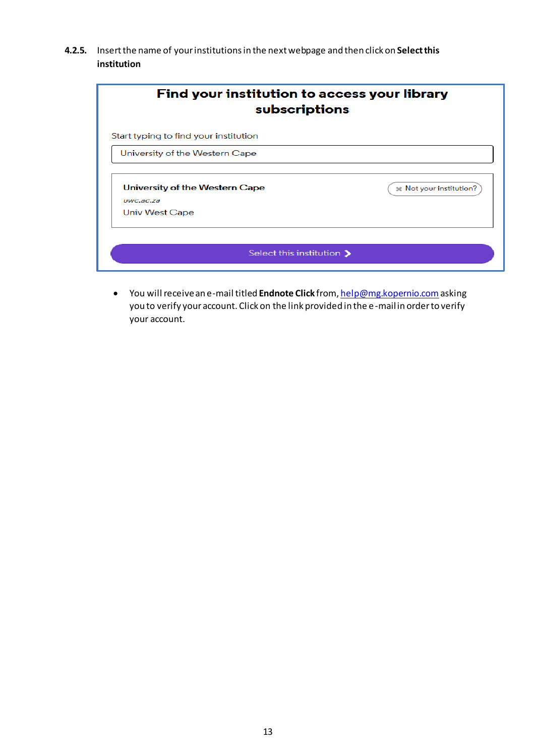**4.2.5.** Insert the name of your institutions in the next webpage and then click on **Select this institution**

Find your institution to access your library subscriptions

Start typing to find your institution

University of the Western Cape

University of the Western Cape

uwc.ac.za

Univ West Cape

Not your institution?

Select this institution

- You will receive an e-mail titled **Endnote Click** from, help@mg.kopernio.com asking you to verify your account. Click on the link provided in the e-mail in order to verify your account.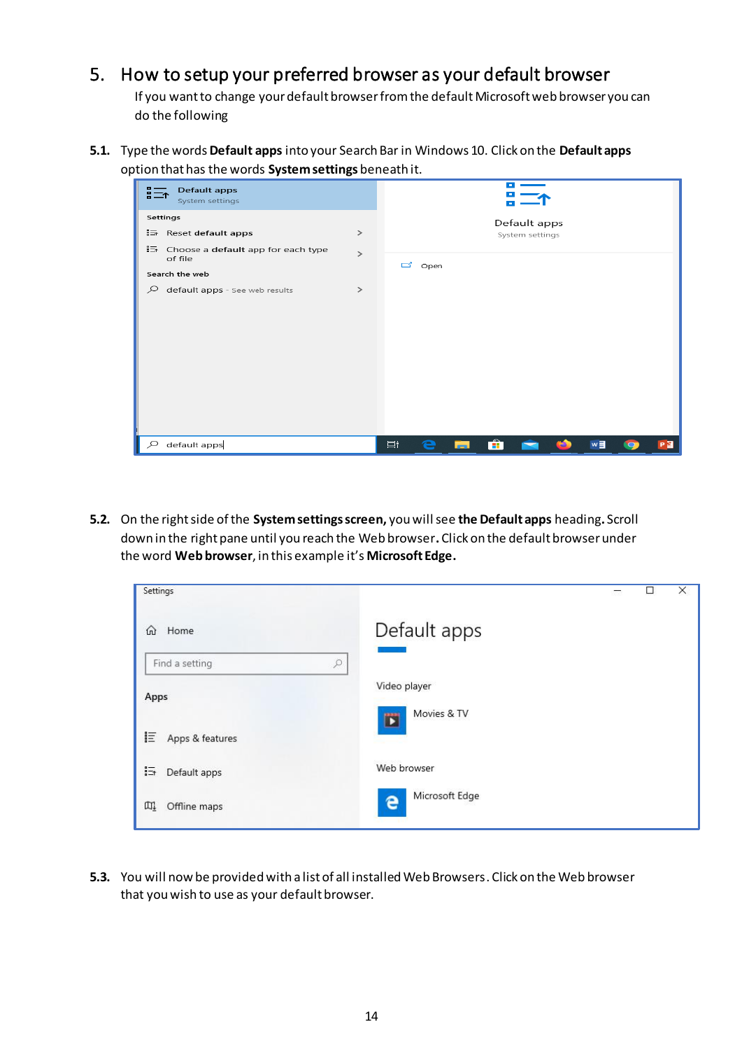## 5. How to setup your preferred browser as your default browser

If you want to change your default browser from the default Microsoft web browser you can do the following

**5.1.** Type the words **Default apps** into your Search Bar in Windows 10. Click on the **Default apps** option that has the words **System settings** beneath it.

**5.2.** On the right side of the **System settings screen,** you will see **the Default apps** heading. Scroll down in the right pane until you reach the Web browser**.** Click on the default browser under the word **Web browser**, in this example it's **Microsoft Edge.**

**5.3.** You will now be provided with a list of all installed Web Browsers. Click on the Web browser that you wish to use as your default browser.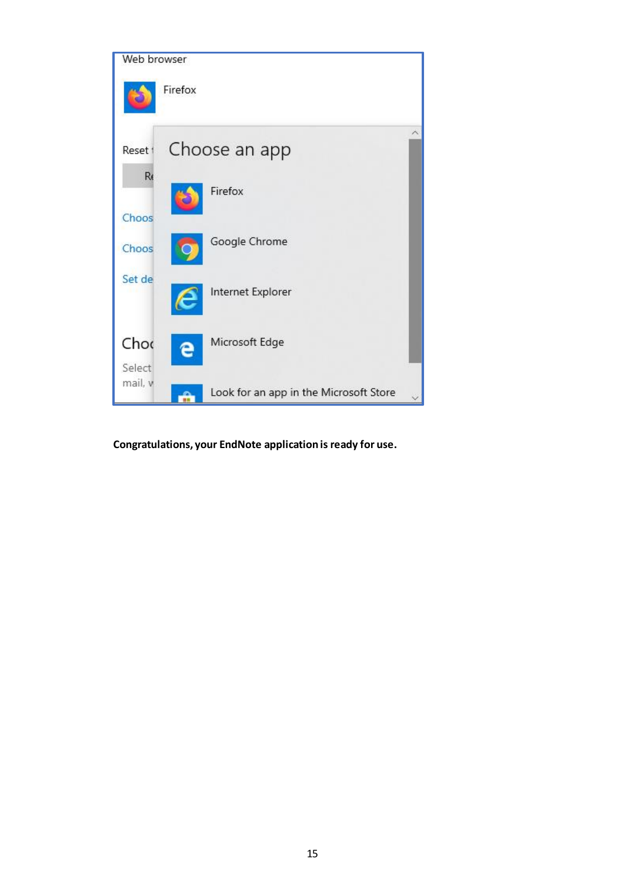**Congratulations, your EndNote application is ready for use.**